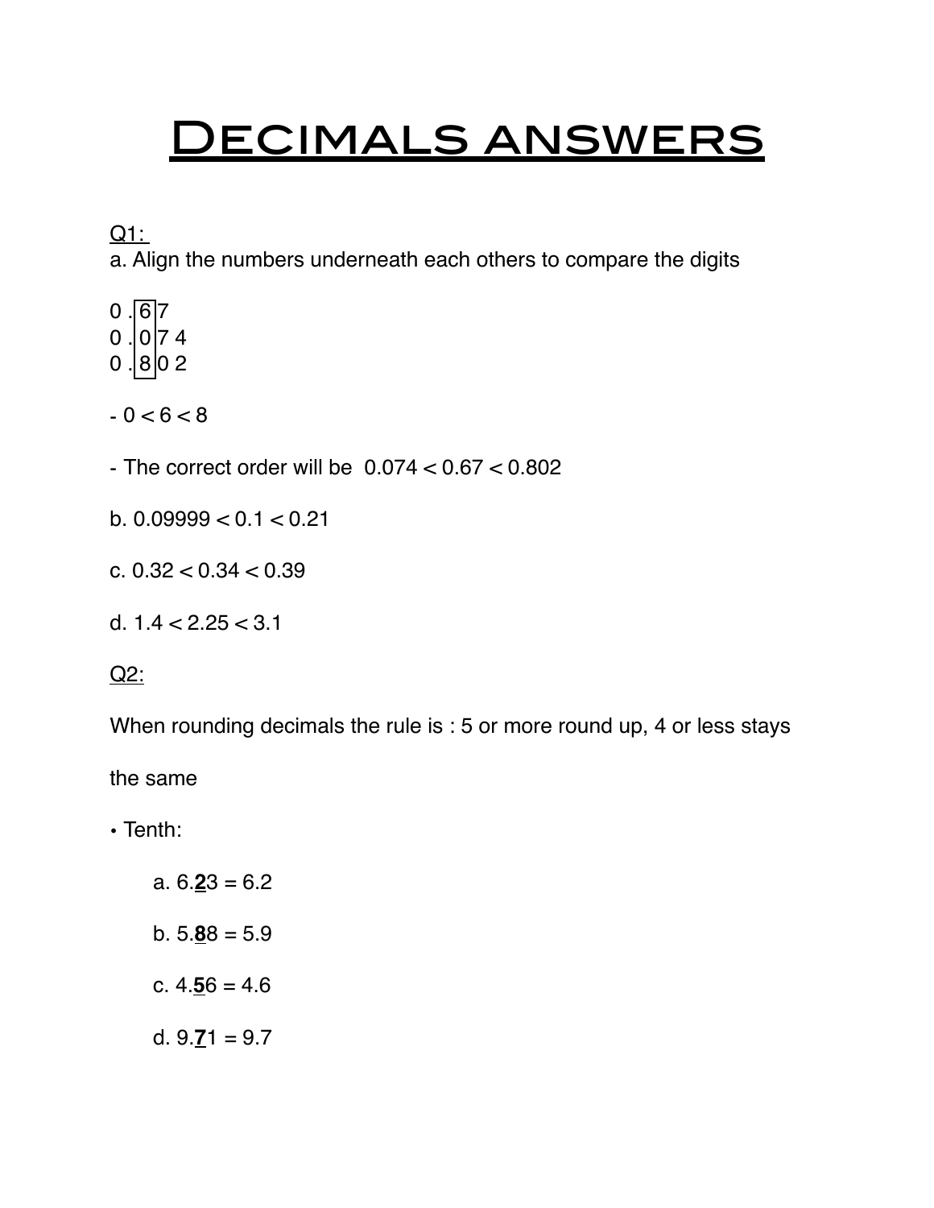# Decimals answers

Q1:

a. Align the numbers underneath each others to compare the digits

```
0 .|6|7
0 .|0|7 4
0 .|8|0 2
```

- $0 < 6 < 8$

- The correct order will be $0.074 < 0.67 < 0.802$

b. $0.09999 < 0.1 < 0.21$

c. $0.32 < 0.34 < 0.39$

d. $1.4 < 2.25 < 3.1$

Q2:

When rounding decimals the rule is : 5 or more round up, 4 or less stays the same

- Tenth:

    a. 6.**2**3 = 6.2

    b. 5.**8**8 = 5.9

    c. 4.**5**6 = 4.6

    d. 9.**7**1 = 9.7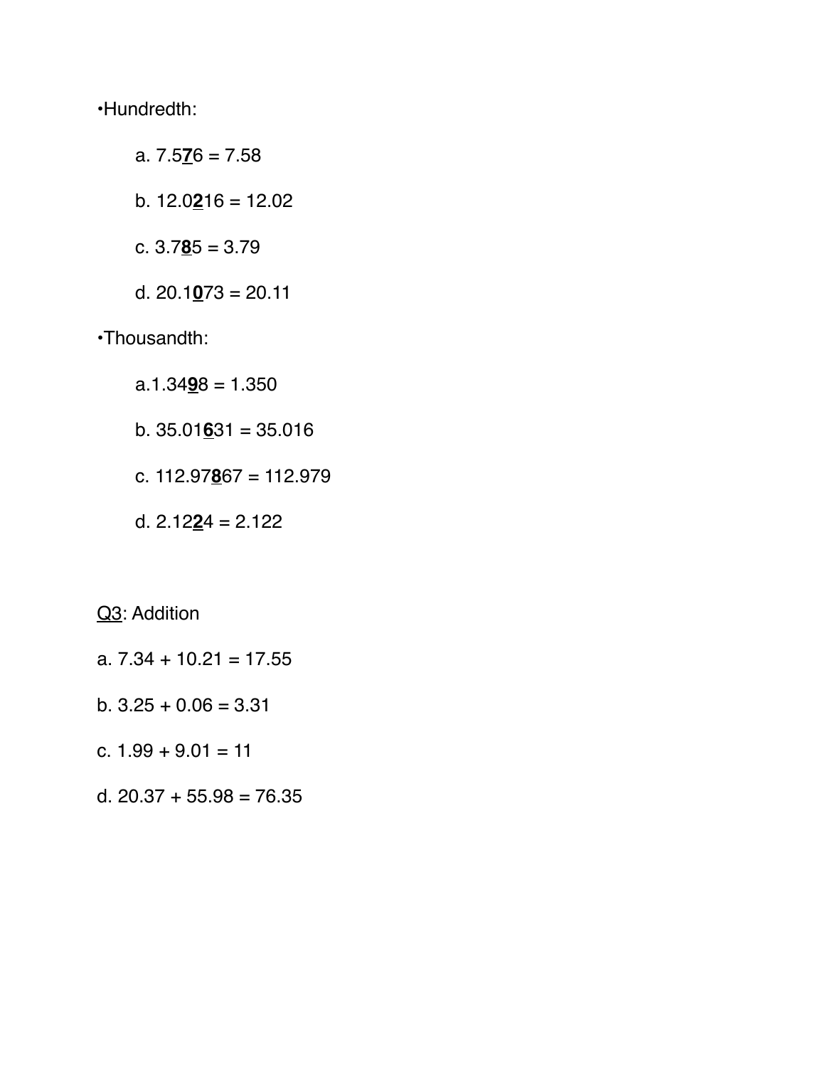•Hundredth:

a. 7.5**<u>7</u>**6 = 7.58

b. 12.0**<u>2</u>**16 = 12.02

c. 3.7**<u>8</u>**5 = 3.79

d. 20.1**<u>0</u>**73 = 20.11

•Thousandth:

a.1.34**<u>9</u>**8 = 1.350

b. 35.01**<u>6</u>**31 = 35.016

c. 112.97**<u>8</u>**67 = 112.979

d. 2.12**<u>2</u>**4 = 2.122

<u>Q3</u>: Addition

a. 7.34 + 10.21 = 17.55

b. 3.25 + 0.06 = 3.31

c. 1.99 + 9.01 = 11

d. 20.37 + 55.98 = 76.35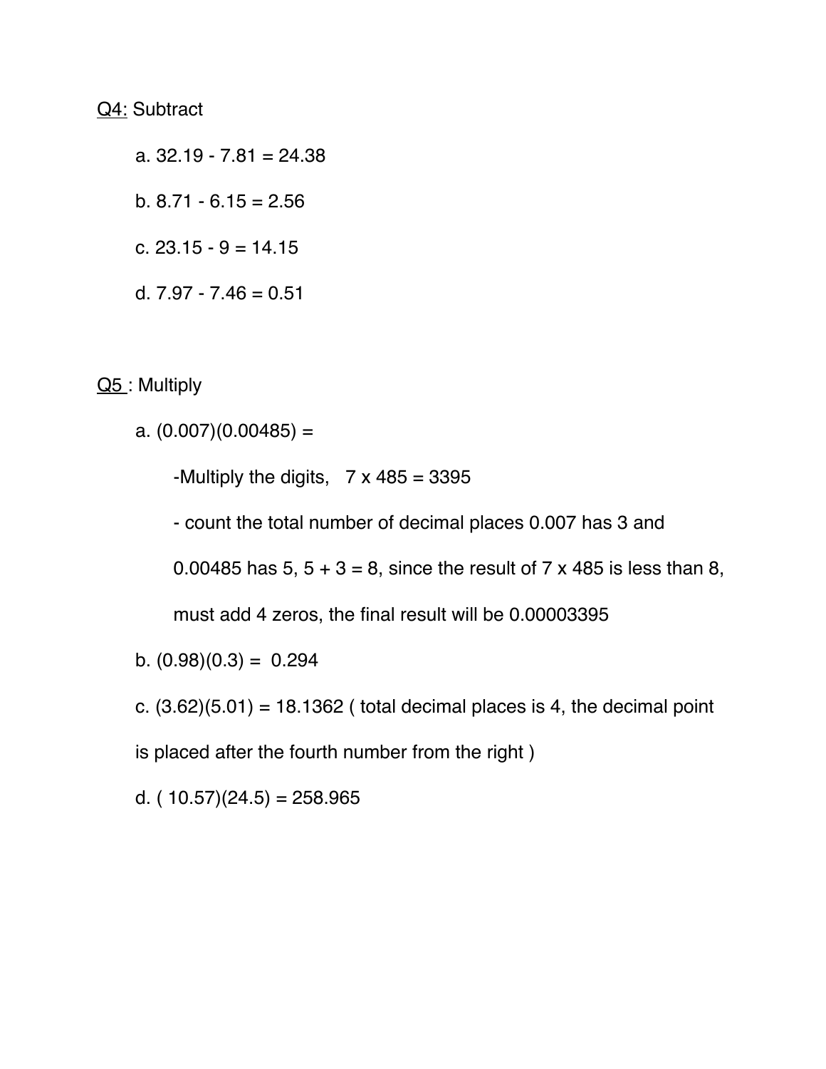Q4: Subtract

a. $32.19 - 7.81 = 24.38$

b. $8.71 - 6.15 = 2.56$

c. $23.15 - 9 = 14.15$

d. $7.97 - 7.46 = 0.51$

Q5 : Multiply

a. $(0.007)(0.00485) =$

-Multiply the digits, $7 \times 485 = 3395$

- count the total number of decimal places 0.007 has 3 and 0.00485 has 5, $5 + 3 = 8$, since the result of $7 \times 485$ is less than 8, must add 4 zeros, the final result will be 0.00003395

b. $(0.98)(0.3) = 0.294$

c. $(3.62)(5.01) = 18.1362$ ( total decimal places is 4, the decimal point is placed after the fourth number from the right )

d. $(10.57)(24.5) = 258.965$